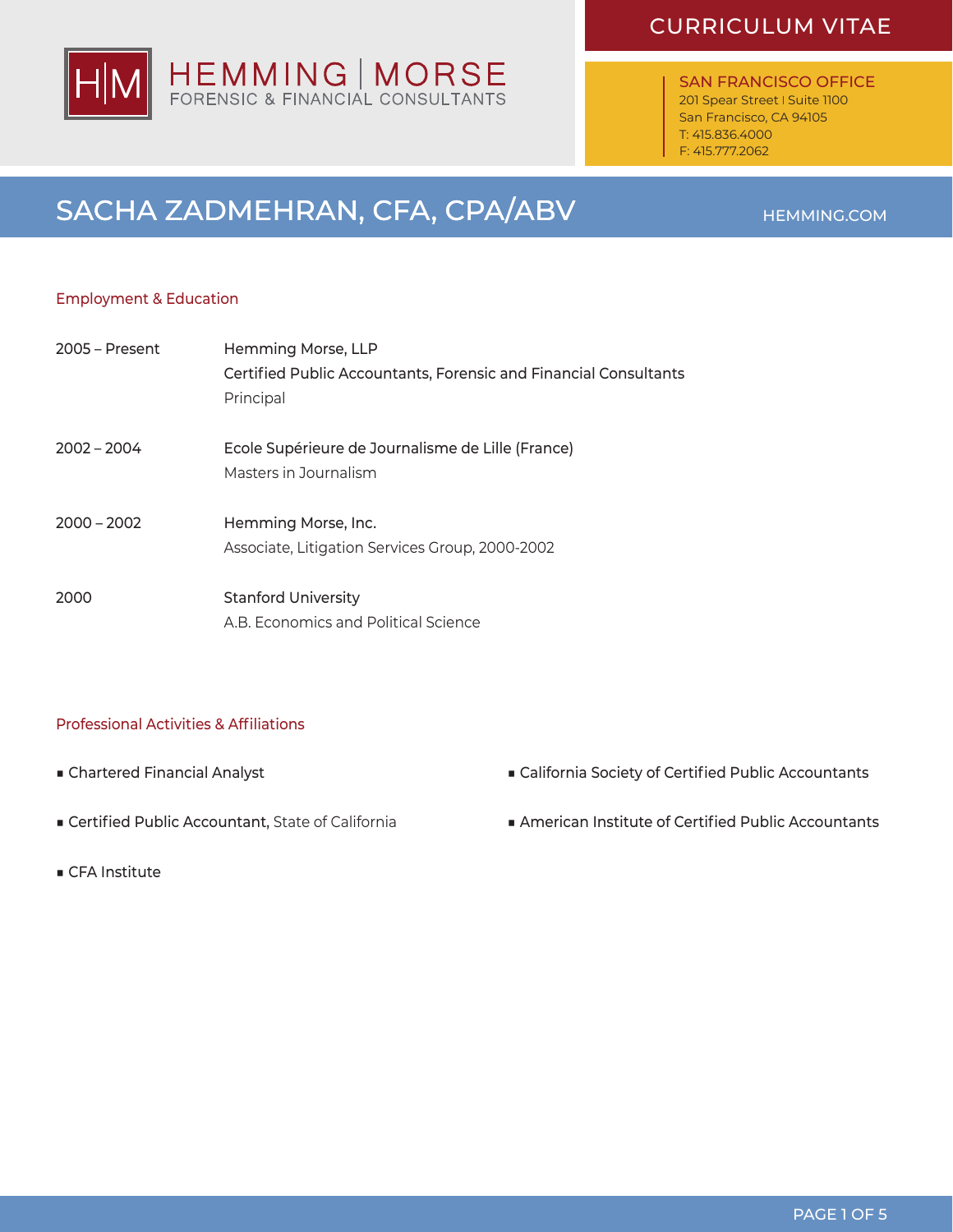HEMMING | MORSE
FORENSIC & FINANCIAL CONSULTANTS

CURRICULUM VITAE

**SAN FRANCISCO OFFICE**
201 Spear Street | Suite 1100
San Francisco, CA 94105
T: 415.836.4000
F: 415.777.2062

# SACHA ZADMEHRAN, CFA, CPA/ABV

HEMMING.COM

## Employment & Education

| | |
|---|---|
| 2005 – Present | Hemming Morse, LLP<br>Certified Public Accountants, Forensic and Financial Consultants<br>Principal |
| 2002 – 2004 | Ecole Supérieure de Journalisme de Lille (France)<br>Masters in Journalism |
| 2000 – 2002 | Hemming Morse, Inc.<br>Associate, Litigation Services Group, 2000-2002 |
| 2000 | Stanford University<br>A.B. Economics and Political Science |

## Professional Activities & Affiliations

- Chartered Financial Analyst
- Certified Public Accountant, State of California
- CFA Institute
- California Society of Certified Public Accountants
- American Institute of Certified Public Accountants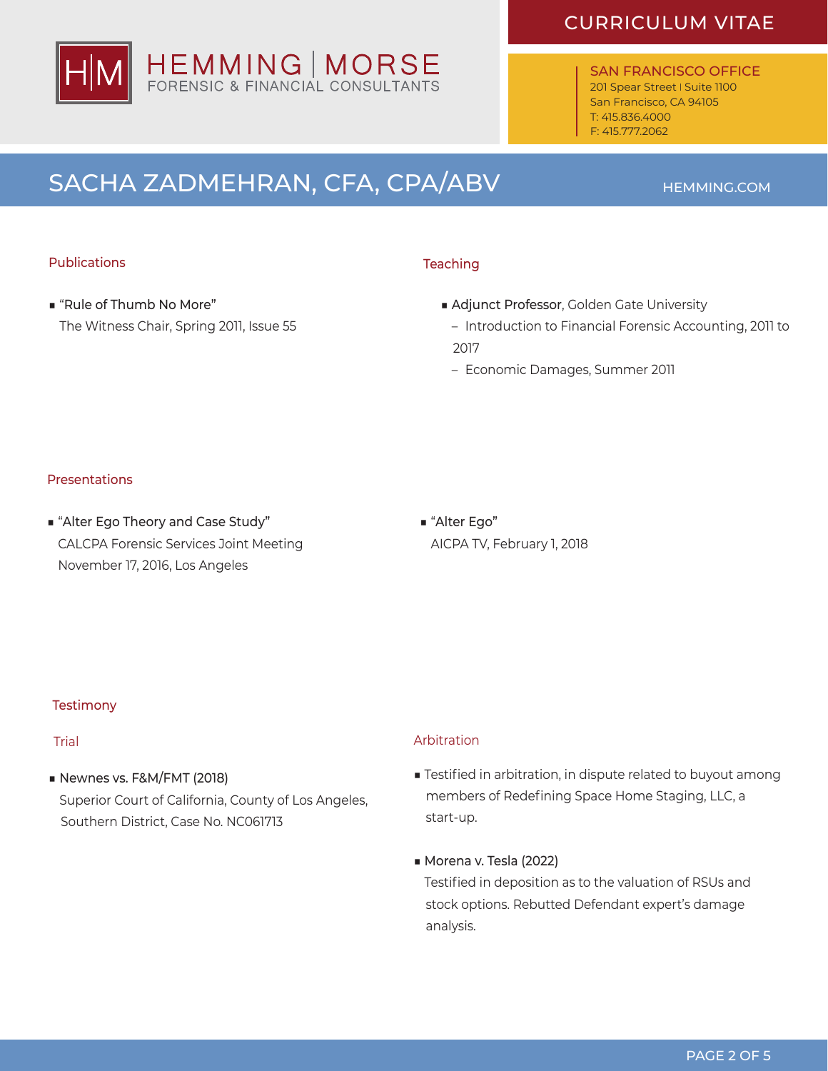## Publications

- "Rule of Thumb No More"
  The Witness Chair, Spring 2011, Issue 55

## Teaching

- **Adjunct Professor**, Golden Gate University
  - Introduction to Financial Forensic Accounting, 2011 to 2017
  - Economic Damages, Summer 2011

## Presentations

- "Alter Ego Theory and Case Study"
  CALCPA Forensic Services Joint Meeting
  November 17, 2016, Los Angeles
- "Alter Ego"
  AICPA TV, February 1, 2018

## Testimony

### Trial

- Newnes vs. F&M/FMT (2018)
  Superior Court of California, County of Los Angeles, Southern District, Case No. NC061713

### Arbitration

- Testified in arbitration, in dispute related to buyout among members of Redefining Space Home Staging, LLC, a start-up.
- Morena v. Tesla (2022)
  Testified in deposition as to the valuation of RSUs and stock options. Rebutted Defendant expert's damage analysis.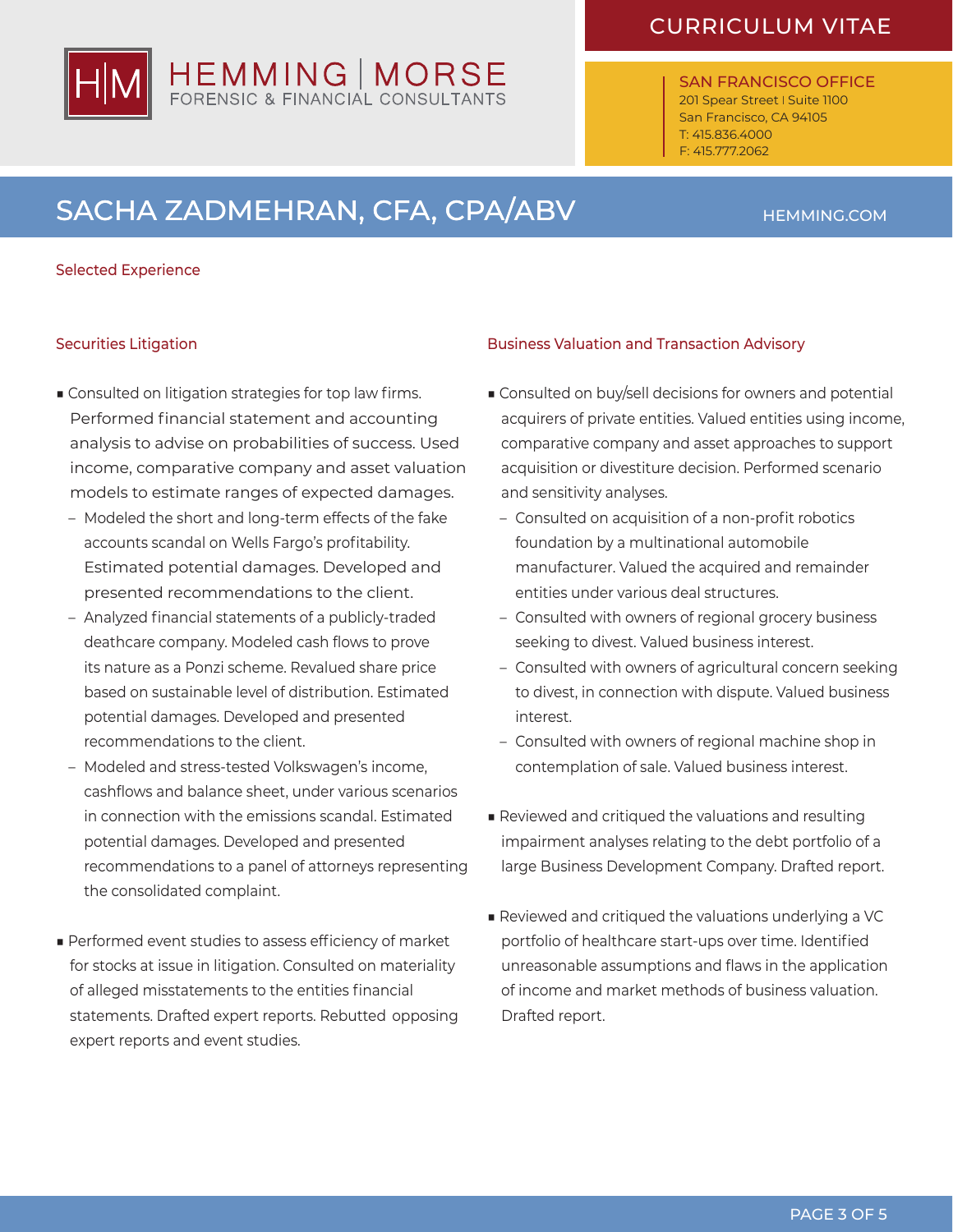# SACHA ZADMEHRAN, CFA, CPA/ABV

## Selected Experience

### Securities Litigation

- Consulted on litigation strategies for top law firms. Performed financial statement and accounting analysis to advise on probabilities of success. Used income, comparative company and asset valuation models to estimate ranges of expected damages.
  - Modeled the short and long-term effects of the fake accounts scandal on Wells Fargo's profitability. Estimated potential damages. Developed and presented recommendations to the client.
  - Analyzed financial statements of a publicly-traded deathcare company. Modeled cash flows to prove its nature as a Ponzi scheme. Revalued share price based on sustainable level of distribution. Estimated potential damages. Developed and presented recommendations to the client.
  - Modeled and stress-tested Volkswagen's income, cashflows and balance sheet, under various scenarios in connection with the emissions scandal. Estimated potential damages. Developed and presented recommendations to a panel of attorneys representing the consolidated complaint.
- Performed event studies to assess efficiency of market for stocks at issue in litigation. Consulted on materiality of alleged misstatements to the entities financial statements. Drafted expert reports. Rebutted opposing expert reports and event studies.

### Business Valuation and Transaction Advisory

- Consulted on buy/sell decisions for owners and potential acquirers of private entities. Valued entities using income, comparative company and asset approaches to support acquisition or divestiture decision. Performed scenario and sensitivity analyses.
  - Consulted on acquisition of a non-profit robotics foundation by a multinational automobile manufacturer. Valued the acquired and remainder entities under various deal structures.
  - Consulted with owners of regional grocery business seeking to divest. Valued business interest.
  - Consulted with owners of agricultural concern seeking to divest, in connection with dispute. Valued business interest.
  - Consulted with owners of regional machine shop in contemplation of sale. Valued business interest.
- Reviewed and critiqued the valuations and resulting impairment analyses relating to the debt portfolio of a large Business Development Company. Drafted report.
- Reviewed and critiqued the valuations underlying a VC portfolio of healthcare start-ups over time. Identified unreasonable assumptions and flaws in the application of income and market methods of business valuation. Drafted report.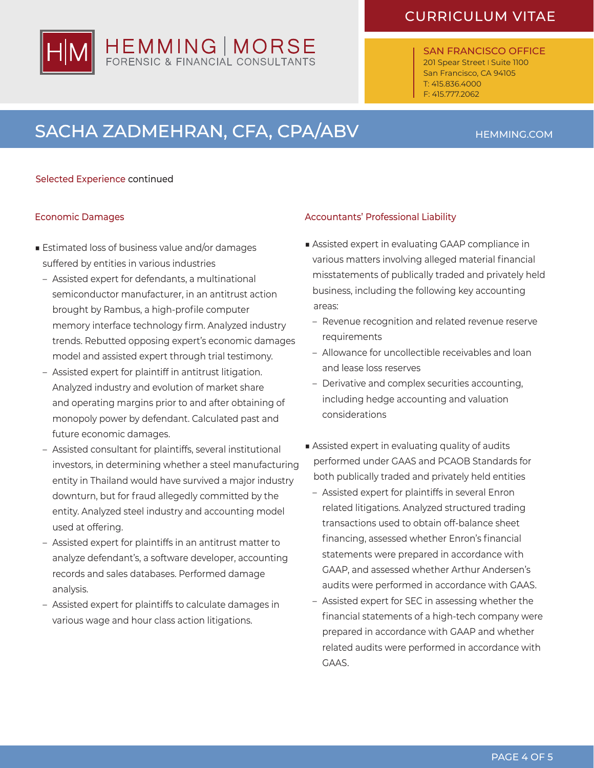Selected Experience continued

### Economic Damages

- Estimated loss of business value and/or damages suffered by entities in various industries
  - Assisted expert for defendants, a multinational semiconductor manufacturer, in an antitrust action brought by Rambus, a high-profile computer memory interface technology firm. Analyzed industry trends. Rebutted opposing expert's economic damages model and assisted expert through trial testimony.
  - Assisted expert for plaintiff in antitrust litigation. Analyzed industry and evolution of market share and operating margins prior to and after obtaining of monopoly power by defendant. Calculated past and future economic damages.
  - Assisted consultant for plaintiffs, several institutional investors, in determining whether a steel manufacturing entity in Thailand would have survived a major industry downturn, but for fraud allegedly committed by the entity. Analyzed steel industry and accounting model used at offering.
  - Assisted expert for plaintiffs in an antitrust matter to analyze defendant's, a software developer, accounting records and sales databases. Performed damage analysis.
  - Assisted expert for plaintiffs to calculate damages in various wage and hour class action litigations.

### Accountants' Professional Liability

- Assisted expert in evaluating GAAP compliance in various matters involving alleged material financial misstatements of publically traded and privately held business, including the following key accounting areas:
  - Revenue recognition and related revenue reserve requirements
  - Allowance for uncollectible receivables and loan and lease loss reserves
  - Derivative and complex securities accounting, including hedge accounting and valuation considerations
- Assisted expert in evaluating quality of audits performed under GAAS and PCAOB Standards for both publically traded and privately held entities
  - Assisted expert for plaintiffs in several Enron related litigations. Analyzed structured trading transactions used to obtain off-balance sheet financing, assessed whether Enron's financial statements were prepared in accordance with GAAP, and assessed whether Arthur Andersen's audits were performed in accordance with GAAS.
  - Assisted expert for SEC in assessing whether the financial statements of a high-tech company were prepared in accordance with GAAP and whether related audits were performed in accordance with GAAS.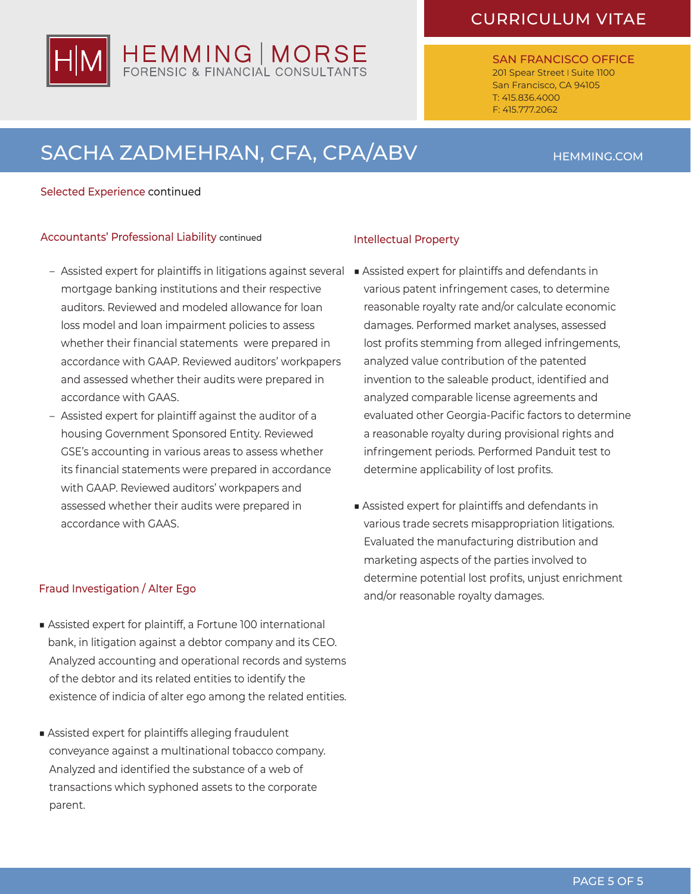# SACHA ZADMEHRAN, CFA, CPA/ABV

Selected Experience continued

### Accountants' Professional Liability continued

- Assisted expert for plaintiffs in litigations against several mortgage banking institutions and their respective auditors. Reviewed and modeled allowance for loan loss model and loan impairment policies to assess whether their financial statements were prepared in accordance with GAAP. Reviewed auditors' workpapers and assessed whether their audits were prepared in accordance with GAAS.
- Assisted expert for plaintiff against the auditor of a housing Government Sponsored Entity. Reviewed GSE's accounting in various areas to assess whether its financial statements were prepared in accordance with GAAP. Reviewed auditors' workpapers and assessed whether their audits were prepared in accordance with GAAS.

### Fraud Investigation / Alter Ego

- Assisted expert for plaintiff, a Fortune 100 international bank, in litigation against a debtor company and its CEO. Analyzed accounting and operational records and systems of the debtor and its related entities to identify the existence of indicia of alter ego among the related entities.

- Assisted expert for plaintiffs alleging fraudulent conveyance against a multinational tobacco company. Analyzed and identified the substance of a web of transactions which syphoned assets to the corporate parent.

### Intellectual Property

- Assisted expert for plaintiffs and defendants in various patent infringement cases, to determine reasonable royalty rate and/or calculate economic damages. Performed market analyses, assessed lost profits stemming from alleged infringements, analyzed value contribution of the patented invention to the saleable product, identified and analyzed comparable license agreements and evaluated other Georgia-Pacific factors to determine a reasonable royalty during provisional rights and infringement periods. Performed Panduit test to determine applicability of lost profits.

- Assisted expert for plaintiffs and defendants in various trade secrets misappropriation litigations. Evaluated the manufacturing distribution and marketing aspects of the parties involved to determine potential lost profits, unjust enrichment and/or reasonable royalty damages.